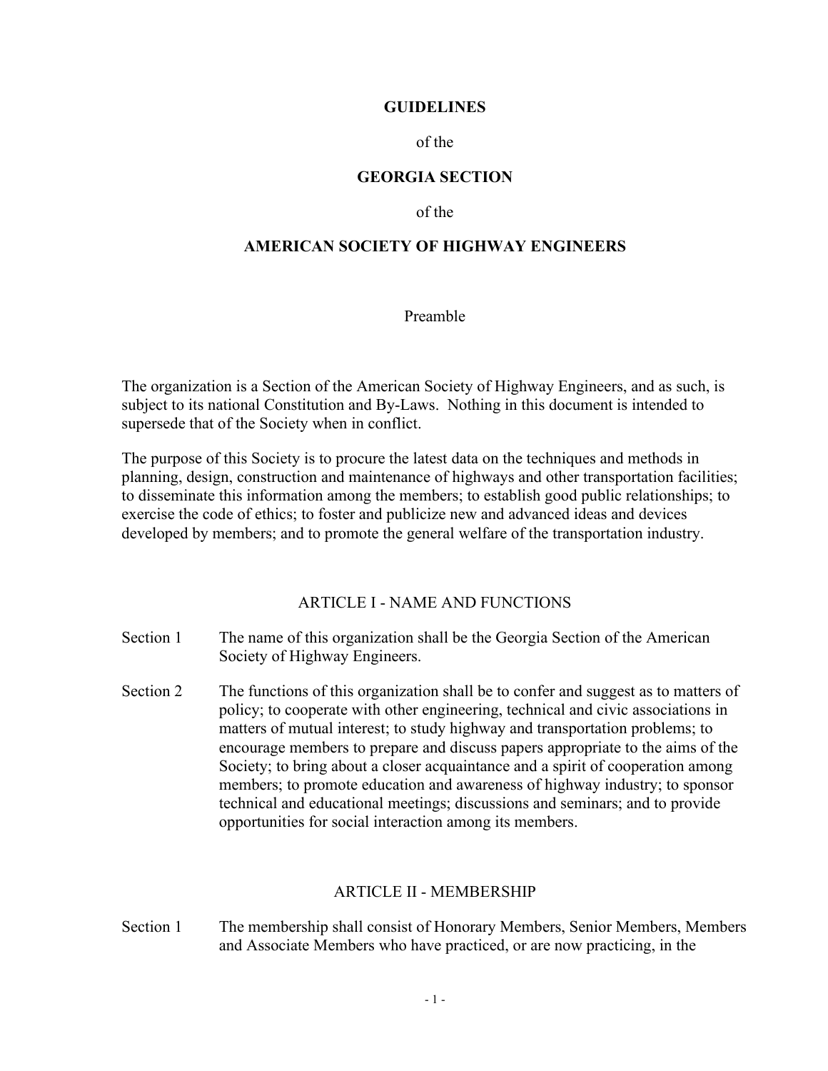# GUIDELINES

of the

# GEORGIA SECTION

of the

# AMERICAN SOCIETY OF HIGHWAY ENGINEERS

## Preamble

The organization is a Section of the American Society of Highway Engineers, and as such, is subject to its national Constitution and By-Laws. Nothing in this document is intended to supersede that of the Society when in conflict.

The purpose of this Society is to procure the latest data on the techniques and methods in planning, design, construction and maintenance of highways and other transportation facilities; to disseminate this information among the members; to establish good public relationships; to exercise the code of ethics; to foster and publicize new and advanced ideas and devices developed by members; and to promote the general welfare of the transportation industry.

## ARTICLE I - NAME AND FUNCTIONS

Section 1 The name of this organization shall be the Georgia Section of the American Society of Highway Engineers.

Section 2 The functions of this organization shall be to confer and suggest as to matters of policy; to cooperate with other engineering, technical and civic associations in matters of mutual interest; to study highway and transportation problems; to encourage members to prepare and discuss papers appropriate to the aims of the Society; to bring about a closer acquaintance and a spirit of cooperation among members; to promote education and awareness of highway industry; to sponsor technical and educational meetings; discussions and seminars; and to provide opportunities for social interaction among its members.

## ARTICLE II - MEMBERSHIP

Section 1 The membership shall consist of Honorary Members, Senior Members, Members and Associate Members who have practiced, or are now practicing, in the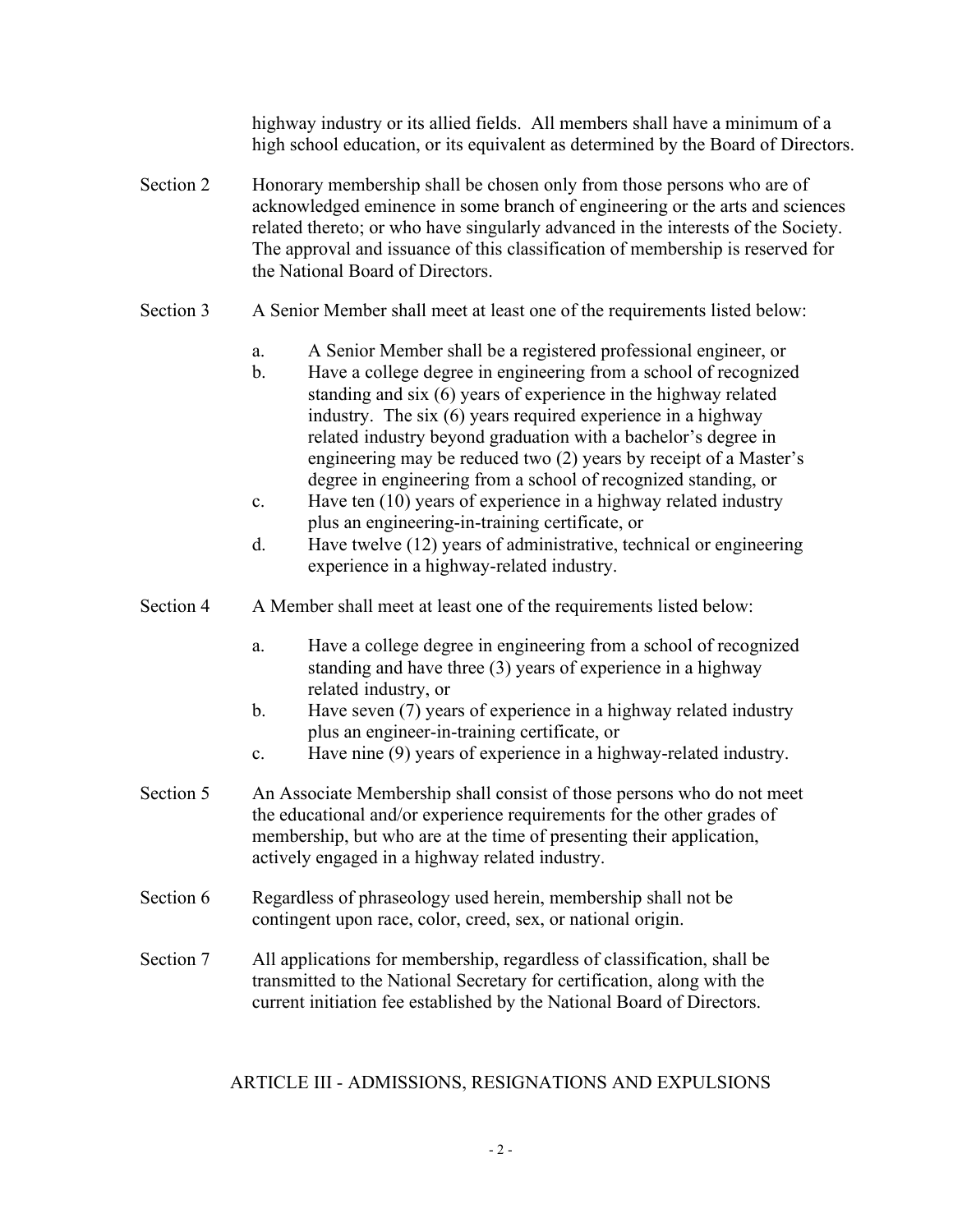highway industry or its allied fields. All members shall have a minimum of a high school education, or its equivalent as determined by the Board of Directors.

Section 2 Honorary membership shall be chosen only from those persons who are of acknowledged eminence in some branch of engineering or the arts and sciences related thereto; or who have singularly advanced in the interests of the Society. The approval and issuance of this classification of membership is reserved for the National Board of Directors.

Section 3 A Senior Member shall meet at least one of the requirements listed below:

a. A Senior Member shall be a registered professional engineer, or
b. Have a college degree in engineering from a school of recognized standing and six (6) years of experience in the highway related industry. The six (6) years required experience in a highway related industry beyond graduation with a bachelor's degree in engineering may be reduced two (2) years by receipt of a Master's degree in engineering from a school of recognized standing, or
c. Have ten (10) years of experience in a highway related industry plus an engineering-in-training certificate, or
d. Have twelve (12) years of administrative, technical or engineering experience in a highway-related industry.

Section 4 A Member shall meet at least one of the requirements listed below:

a. Have a college degree in engineering from a school of recognized standing and have three (3) years of experience in a highway related industry, or
b. Have seven (7) years of experience in a highway related industry plus an engineer-in-training certificate, or
c. Have nine (9) years of experience in a highway-related industry.

Section 5 An Associate Membership shall consist of those persons who do not meet the educational and/or experience requirements for the other grades of membership, but who are at the time of presenting their application, actively engaged in a highway related industry.

Section 6 Regardless of phraseology used herein, membership shall not be contingent upon race, color, creed, sex, or national origin.

Section 7 All applications for membership, regardless of classification, shall be transmitted to the National Secretary for certification, along with the current initiation fee established by the National Board of Directors.

## ARTICLE III - ADMISSIONS, RESIGNATIONS AND EXPULSIONS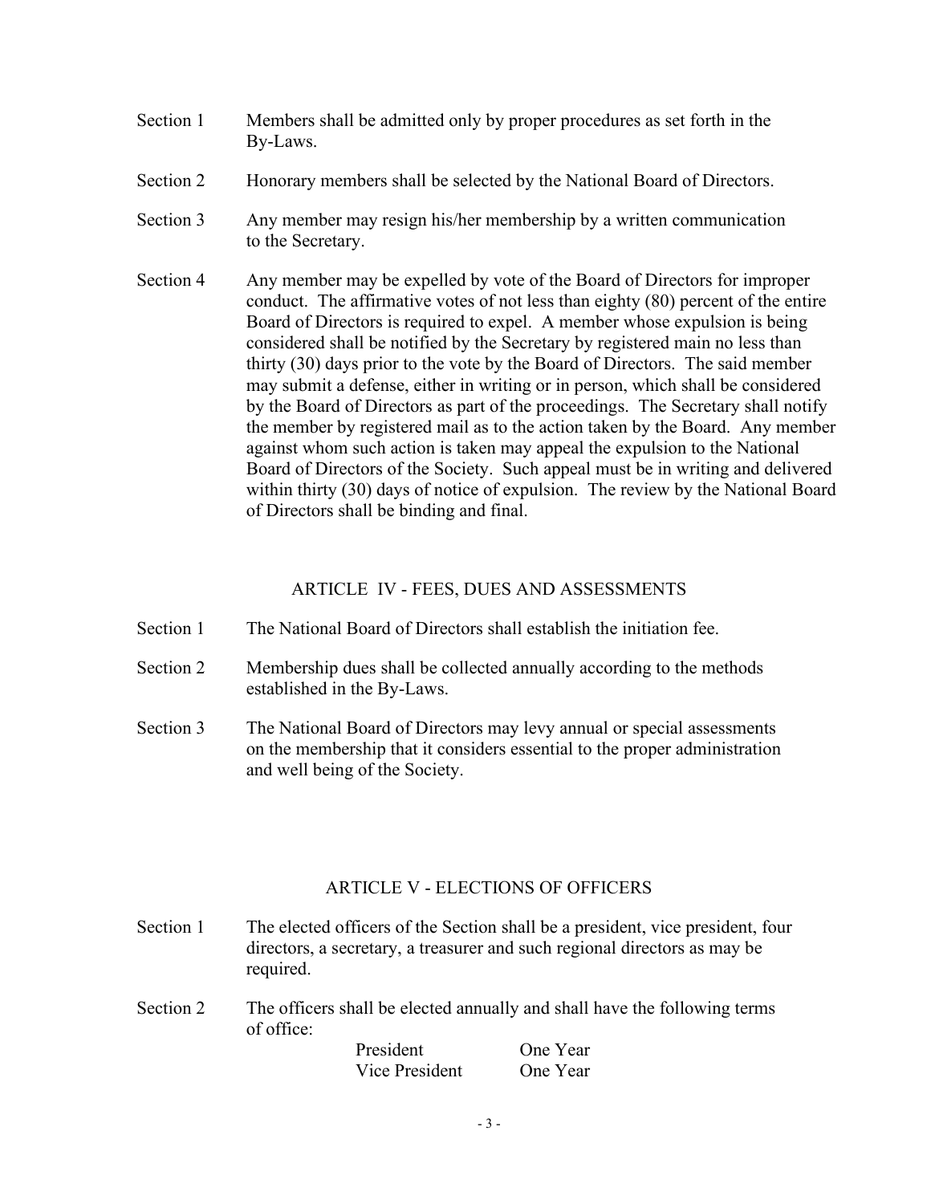Section 1 Members shall be admitted only by proper procedures as set forth in the By-Laws.

Section 2 Honorary members shall be selected by the National Board of Directors.

Section 3 Any member may resign his/her membership by a written communication to the Secretary.

Section 4 Any member may be expelled by vote of the Board of Directors for improper conduct. The affirmative votes of not less than eighty (80) percent of the entire Board of Directors is required to expel. A member whose expulsion is being considered shall be notified by the Secretary by registered main no less than thirty (30) days prior to the vote by the Board of Directors. The said member may submit a defense, either in writing or in person, which shall be considered by the Board of Directors as part of the proceedings. The Secretary shall notify the member by registered mail as to the action taken by the Board. Any member against whom such action is taken may appeal the expulsion to the National Board of Directors of the Society. Such appeal must be in writing and delivered within thirty (30) days of notice of expulsion. The review by the National Board of Directors shall be binding and final.

## ARTICLE IV - FEES, DUES AND ASSESSMENTS

Section 1 The National Board of Directors shall establish the initiation fee.

Section 2 Membership dues shall be collected annually according to the methods established in the By-Laws.

Section 3 The National Board of Directors may levy annual or special assessments on the membership that it considers essential to the proper administration and well being of the Society.

## ARTICLE V - ELECTIONS OF OFFICERS

Section 1 The elected officers of the Section shall be a president, vice president, four directors, a secretary, a treasurer and such regional directors as may be required.

Section 2 The officers shall be elected annually and shall have the following terms of office:

| | |
|---|---|
| President | One Year |
| Vice President | One Year |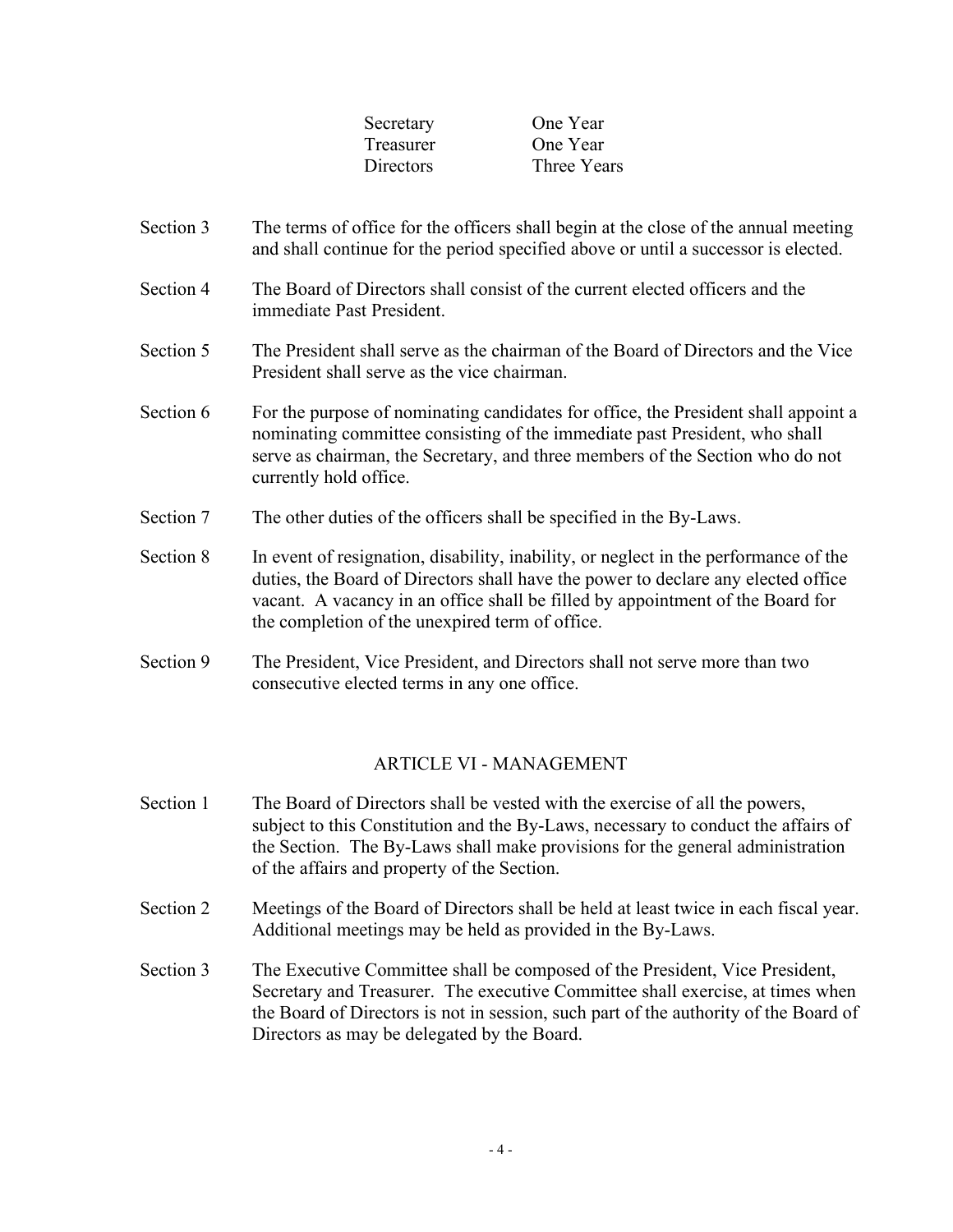| | |
|---|---|
| Secretary | One Year |
| Treasurer | One Year |
| Directors | Three Years |

Section 3 The terms of office for the officers shall begin at the close of the annual meeting and shall continue for the period specified above or until a successor is elected.

Section 4 The Board of Directors shall consist of the current elected officers and the immediate Past President.

Section 5 The President shall serve as the chairman of the Board of Directors and the Vice President shall serve as the vice chairman.

Section 6 For the purpose of nominating candidates for office, the President shall appoint a nominating committee consisting of the immediate past President, who shall serve as chairman, the Secretary, and three members of the Section who do not currently hold office.

Section 7 The other duties of the officers shall be specified in the By-Laws.

Section 8 In event of resignation, disability, inability, or neglect in the performance of the duties, the Board of Directors shall have the power to declare any elected office vacant. A vacancy in an office shall be filled by appointment of the Board for the completion of the unexpired term of office.

Section 9 The President, Vice President, and Directors shall not serve more than two consecutive elected terms in any one office.

## ARTICLE VI - MANAGEMENT

Section 1 The Board of Directors shall be vested with the exercise of all the powers, subject to this Constitution and the By-Laws, necessary to conduct the affairs of the Section. The By-Laws shall make provisions for the general administration of the affairs and property of the Section.

Section 2 Meetings of the Board of Directors shall be held at least twice in each fiscal year. Additional meetings may be held as provided in the By-Laws.

Section 3 The Executive Committee shall be composed of the President, Vice President, Secretary and Treasurer. The executive Committee shall exercise, at times when the Board of Directors is not in session, such part of the authority of the Board of Directors as may be delegated by the Board.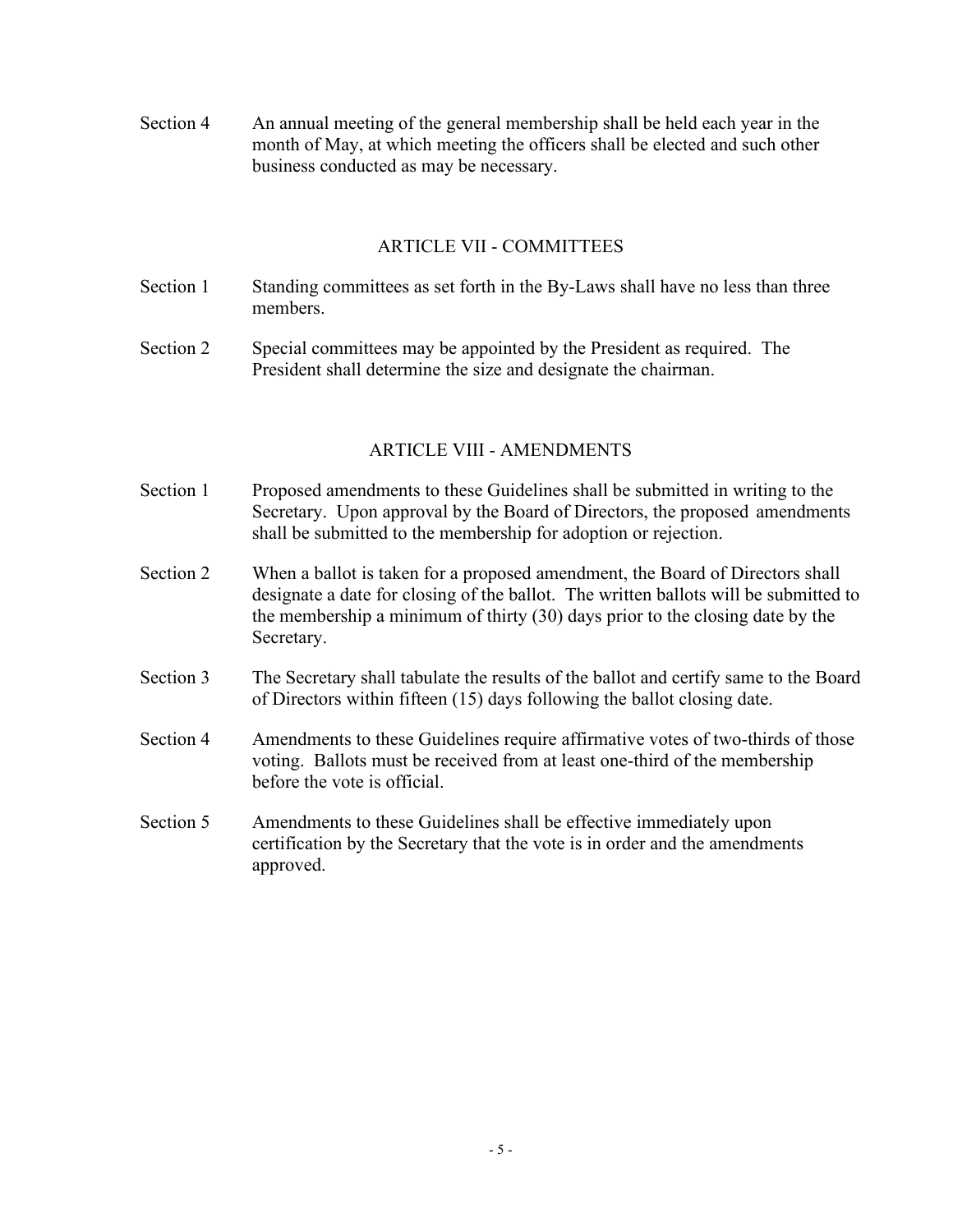Section 4 An annual meeting of the general membership shall be held each year in the month of May, at which meeting the officers shall be elected and such other business conducted as may be necessary.

## ARTICLE VII - COMMITTEES

Section 1 Standing committees as set forth in the By-Laws shall have no less than three members.

Section 2 Special committees may be appointed by the President as required. The President shall determine the size and designate the chairman.

## ARTICLE VIII - AMENDMENTS

Section 1 Proposed amendments to these Guidelines shall be submitted in writing to the Secretary. Upon approval by the Board of Directors, the proposed amendments shall be submitted to the membership for adoption or rejection.

Section 2 When a ballot is taken for a proposed amendment, the Board of Directors shall designate a date for closing of the ballot. The written ballots will be submitted to the membership a minimum of thirty (30) days prior to the closing date by the Secretary.

Section 3 The Secretary shall tabulate the results of the ballot and certify same to the Board of Directors within fifteen (15) days following the ballot closing date.

Section 4 Amendments to these Guidelines require affirmative votes of two-thirds of those voting. Ballots must be received from at least one-third of the membership before the vote is official.

Section 5 Amendments to these Guidelines shall be effective immediately upon certification by the Secretary that the vote is in order and the amendments approved.